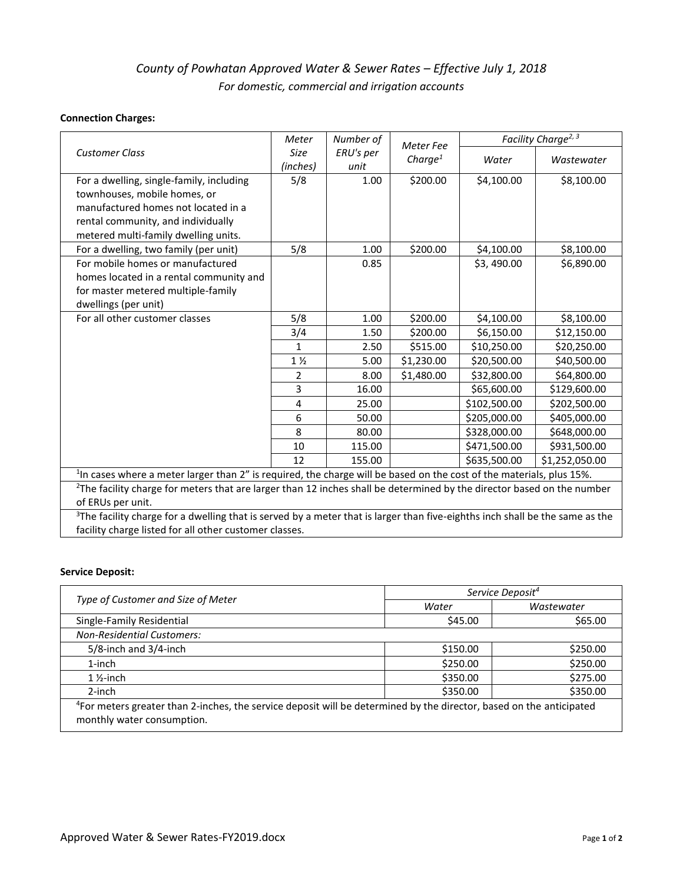# *County of Powhatan Approved Water & Sewer Rates – Effective July 1, 2018*

*For domestic, commercial and irrigation accounts*

**Connection Charges:**

| *Customer Class* | *Meter Size (inches)* | *Number of ERU's per unit* | *Meter Fee Charge*[1] | *Facility Charge*[2, 3] | |
|---|---|---|---|---|---|
| | | | | *Water* | *Wastewater* |
| For a dwelling, single-family, including townhouses, mobile homes, or manufactured homes not located in a rental community, and individually metered multi-family dwelling units. | 5/8 | 1.00 | $200.00 | $4,100.00 | $8,100.00 |
| For a dwelling, two family (per unit) | 5/8 | 1.00 | $200.00 | $4,100.00 | $8,100.00 |
| For mobile homes or manufactured homes located in a rental community and for master metered multiple-family dwellings (per unit) | | 0.85 | | $3, 490.00 | $6,890.00 |
| For all other customer classes | 5/8 | 1.00 | $200.00 | $4,100.00 | $8,100.00 |
| | 3/4 | 1.50 | $200.00 | $6,150.00 | $12,150.00 |
| | 1 | 2.50 | $515.00 | $10,250.00 | $20,250.00 |
| | 1 ½ | 5.00 | $1,230.00 | $20,500.00 | $40,500.00 |
| | 2 | 8.00 | $1,480.00 | $32,800.00 | $64,800.00 |
| | 3 | 16.00 | | $65,600.00 | $129,600.00 |
| | 4 | 25.00 | | $102,500.00 | $202,500.00 |
| | 6 | 50.00 | | $205,000.00 | $405,000.00 |
| | 8 | 80.00 | | $328,000.00 | $648,000.00 |
| | 10 | 115.00 | | $471,500.00 | $931,500.00 |
| | 12 | 155.00 | | $635,500.00 | $1,252,050.00 |

[1]In cases where a meter larger than 2" is required, the charge will be based on the cost of the materials, plus 15%.

[2]The facility charge for meters that are larger than 12 inches shall be determined by the director based on the number of ERUs per unit.

[3]The facility charge for a dwelling that is served by a meter that is larger than five-eighths inch shall be the same as the facility charge listed for all other customer classes.

**Service Deposit:**

| *Type of Customer and Size of Meter* | *Service Deposit*[4] | |
|---|---|---|
| | *Water* | *Wastewater* |
| Single-Family Residential | $45.00 | $65.00 |
| *Non-Residential Customers:* | | |
| 5/8-inch and 3/4-inch | $150.00 | $250.00 |
| 1-inch | $250.00 | $250.00 |
| 1 ½-inch | $350.00 | $275.00 |
| 2-inch | $350.00 | $350.00 |

[4]For meters greater than 2-inches, the service deposit will be determined by the director, based on the anticipated monthly water consumption.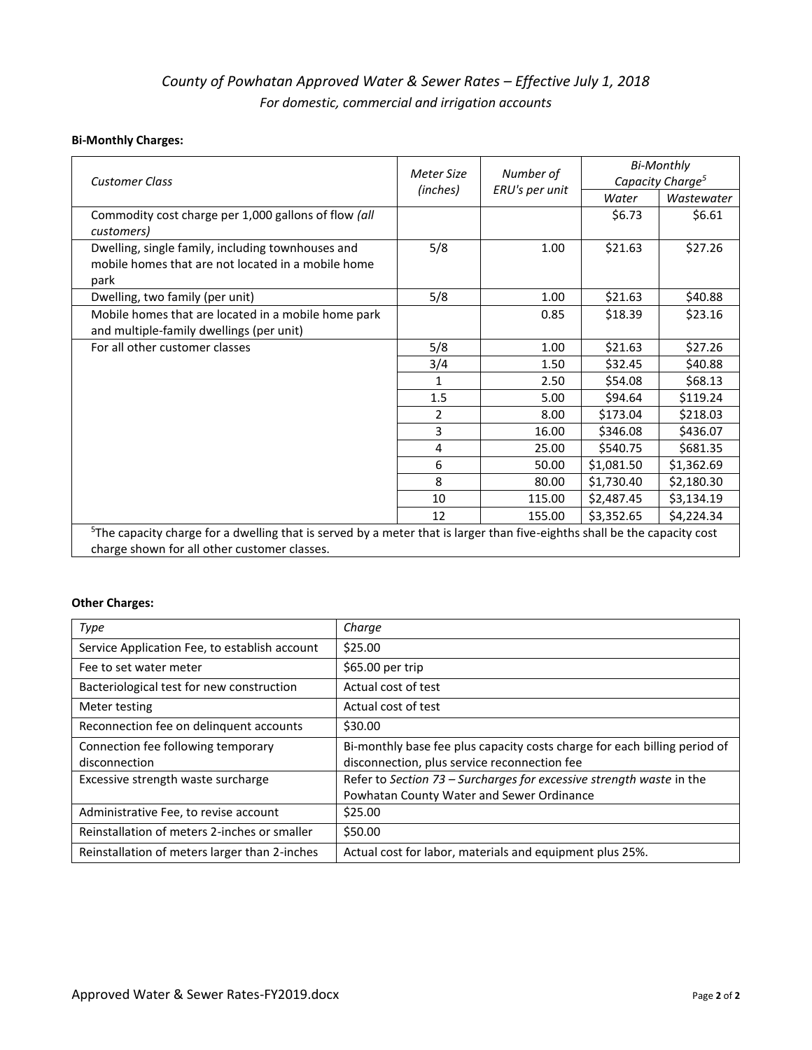*County of Powhatan Approved Water & Sewer Rates – Effective July 1, 2018*

*For domestic, commercial and irrigation accounts*

**Bi-Monthly Charges:**

| *Customer Class* | *Meter Size (inches)* | *Number of ERU's per unit* | *Bi-Monthly Capacity Charge[5]* | |
|---|---|---|---|---|
| | | | *Water* | *Wastewater* |
| Commodity cost charge per 1,000 gallons of flow *(all customers)* | | | $6.73 | $6.61 |
| Dwelling, single family, including townhouses and mobile homes that are not located in a mobile home park | 5/8 | 1.00 | $21.63 | $27.26 |
| Dwelling, two family (per unit) | 5/8 | 1.00 | $21.63 | $40.88 |
| Mobile homes that are located in a mobile home park and multiple-family dwellings (per unit) | | 0.85 | $18.39 | $23.16 |
| For all other customer classes | 5/8 | 1.00 | $21.63 | $27.26 |
| | 3/4 | 1.50 | $32.45 | $40.88 |
| | 1 | 2.50 | $54.08 | $68.13 |
| | 1.5 | 5.00 | $94.64 | $119.24 |
| | 2 | 8.00 | $173.04 | $218.03 |
| | 3 | 16.00 | $346.08 | $436.07 |
| | 4 | 25.00 | $540.75 | $681.35 |
| | 6 | 50.00 | $1,081.50 | $1,362.69 |
| | 8 | 80.00 | $1,730.40 | $2,180.30 |
| | 10 | 115.00 | $2,487.45 | $3,134.19 |
| | 12 | 155.00 | $3,352.65 | $4,224.34 |

[5]The capacity charge for a dwelling that is served by a meter that is larger than five-eighths shall be the capacity cost charge shown for all other customer classes.

**Other Charges:**

| *Type* | *Charge* |
|---|---|
| Service Application Fee, to establish account | $25.00 |
| Fee to set water meter | $65.00 per trip |
| Bacteriological test for new construction | Actual cost of test |
| Meter testing | Actual cost of test |
| Reconnection fee on delinquent accounts | $30.00 |
| Connection fee following temporary disconnection | Bi-monthly base fee plus capacity costs charge for each billing period of disconnection, plus service reconnection fee |
| Excessive strength waste surcharge | Refer to *Section 73 – Surcharges for excessive strength waste* in the Powhatan County Water and Sewer Ordinance |
| Administrative Fee, to revise account | $25.00 |
| Reinstallation of meters 2-inches or smaller | $50.00 |
| Reinstallation of meters larger than 2-inches | Actual cost for labor, materials and equipment plus 25%. |